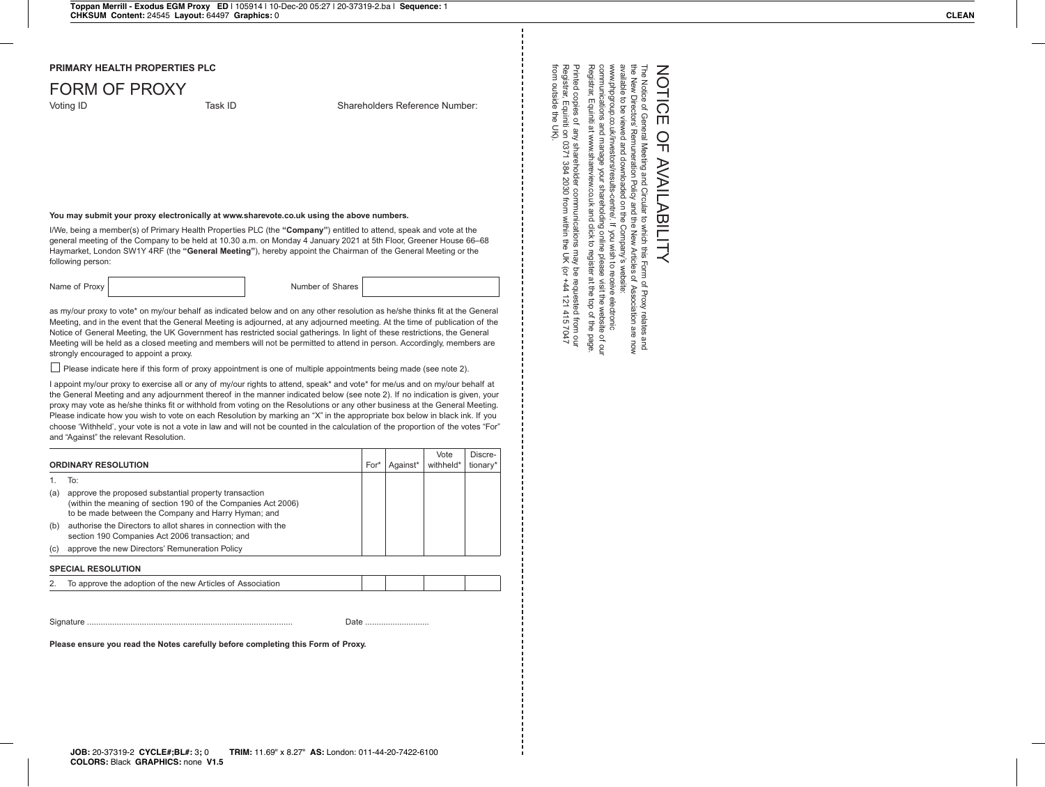**PRIMARY HEALTH PROPERTIES PLC**

# FORM OF PROXY

Voting ID Task ID Shareholders Reference Number:

**You may submit your proxy electronically at www.sharevote.co.uk using the above numbers.**

I/We, being a member(s) of Primary Health Properties PLC (the **"Company"**) entitled to attend, speak and vote at the general meeting of the Company to be held at 10.30 a.m. on Monday 4 January 2021 at 5th Floor, Greener House 66–68 Haymarket, London SW1Y 4RF (the **"General Meeting"**), hereby appoint the Chairman of the General Meeting or the following person:

Name of Proxy Number of Shares

as my/our proxy to vote* on my/our behalf as indicated below and on any other resolution as he/she thinks fit at the General Meeting, and in the event that the General Meeting is adjourned, at any adjourned meeting. At the time of publication of the Notice of General Meeting, the UK Government has restricted social gatherings. In light of these restrictions, the General Meeting will be held as a closed meeting and members will not be permitted to attend in person. Accordingly, members are strongly encouraged to appoint a proxy.

☐ Please indicate here if this form of proxy appointment is one of multiple appointments being made (see note 2).

I appoint my/our proxy to exercise all or any of my/our rights to attend, speak* and vote* for me/us and on my/our behalf at the General Meeting and any adjournment thereof in the manner indicated below (see note 2). If no indication is given, your proxy may vote as he/she thinks fit or withhold from voting on the Resolutions or any other business at the General Meeting. Please indicate how you wish to vote on each Resolution by marking an "X" in the appropriate box below in black ink. If you choose 'Withheld', your vote is not a vote in law and will not be counted in the calculation of the proportion of the votes "For" and "Against" the relevant Resolution.

| **ORDINARY RESOLUTION** | For* | Against* | Vote withheld* | Discretionary* |
|---|---|---|---|---|
| 1. To: | | | | |
| (a) approve the proposed substantial property transaction (within the meaning of section 190 of the Companies Act 2006) to be made between the Company and Harry Hyman; and | | | | |
| (b) authorise the Directors to allot shares in connection with the section 190 Companies Act 2006 transaction; and | | | | |
| (c) approve the new Directors' Remuneration Policy | | | | |
| **SPECIAL RESOLUTION** | | | | |
| 2. To approve the adoption of the new Articles of Association | | | | |

Signature .......................................................................................... Date ............................

**Please ensure you read the Notes carefully before completing this Form of Proxy.**

# NOTICE OF AVAILABILITY

The Notice of General Meeting and Circular to which this Form of Proxy relates and the New Directors' Remuneration Policy and the New Articles of Association are now available to be viewed and downloaded on the Company's website: www.phpgroup.co.uk/investors/results-centre/. If you wish to receive electronic communications and manage your shareholding online please visit the website of our Registrar, Equiniti at www.shareview.co.uk and click to register at the top of the page.

Printed copies of any shareholder communications may be requested from our Registrar, Equiniti on 0371 384 2030 from within the UK (or +44 121 415 7047 from outside the UK).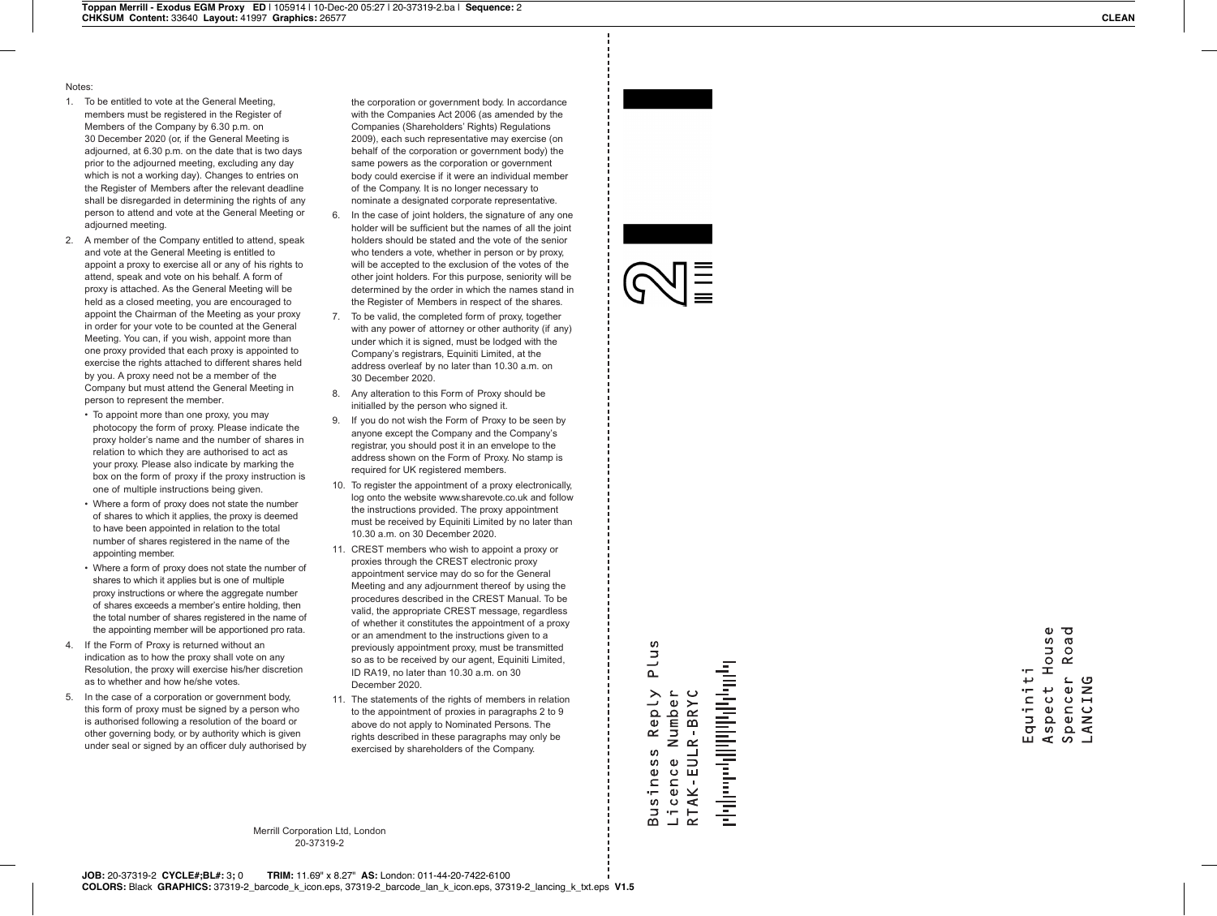Notes:

1. To be entitled to vote at the General Meeting, members must be registered in the Register of Members of the Company by 6.30 p.m. on 30 December 2020 (or, if the General Meeting is adjourned, at 6.30 p.m. on the date that is two days prior to the adjourned meeting, excluding any day which is not a working day). Changes to entries on the Register of Members after the relevant deadline shall be disregarded in determining the rights of any person to attend and vote at the General Meeting or adjourned meeting.
2. A member of the Company entitled to attend, speak and vote at the General Meeting is entitled to appoint a proxy to exercise all or any of his rights to attend, speak and vote on his behalf. A form of proxy is attached. As the General Meeting will be held as a closed meeting, you are encouraged to appoint the Chairman of the Meeting as your proxy in order for your vote to be counted at the General Meeting. You can, if you wish, appoint more than one proxy provided that each proxy is appointed to exercise the rights attached to different shares held by you. A proxy need not be a member of the Company but must attend the General Meeting in person to represent the member.
   - To appoint more than one proxy, you may photocopy the form of proxy. Please indicate the proxy holder's name and the number of shares in relation to which they are authorised to act as your proxy. Please also indicate by marking the box on the form of proxy if the proxy instruction is one of multiple instructions being given.
   - Where a form of proxy does not state the number of shares to which it applies, the proxy is deemed to have been appointed in relation to the total number of shares registered in the name of the appointing member.
   - Where a form of proxy does not state the number of shares to which it applies but is one of multiple proxy instructions or where the aggregate number of shares exceeds a member's entire holding, then the total number of shares registered in the name of the appointing member will be apportioned pro rata.
4. If the Form of Proxy is returned without an indication as to how the proxy shall vote on any Resolution, the proxy will exercise his/her discretion as to whether and how he/she votes.
5. In the case of a corporation or government body, this form of proxy must be signed by a person who is authorised following a resolution of the board or other governing body, or by authority which is given under seal or signed by an officer duly authorised by the corporation or government body. In accordance with the Companies Act 2006 (as amended by the Companies (Shareholders' Rights) Regulations 2009), each such representative may exercise (on behalf of the corporation or government body) the same powers as the corporation or government body could exercise if it were an individual member of the Company. It is no longer necessary to nominate a designated corporate representative.
6. In the case of joint holders, the signature of any one holder will be sufficient but the names of all the joint holders should be stated and the vote of the senior who tenders a vote, whether in person or by proxy, will be accepted to the exclusion of the votes of the other joint holders. For this purpose, seniority will be determined by the order in which the names stand in the Register of Members in respect of the shares.
7. To be valid, the completed form of proxy, together with any power of attorney or other authority (if any) under which it is signed, must be lodged with the Company's registrars, Equiniti Limited, at the address overleaf by no later than 10.30 a.m. on 30 December 2020.
8. Any alteration to this Form of Proxy should be initialled by the person who signed it.
9. If you do not wish the Form of Proxy to be seen by anyone except the Company and the Company's registrar, you should post it in an envelope to the address shown on the Form of Proxy. No stamp is required for UK registered members.
10. To register the appointment of a proxy electronically, log onto the website www.sharevote.co.uk and follow the instructions provided. The proxy appointment must be received by Equiniti Limited by no later than 10.30 a.m. on 30 December 2020.
11. CREST members who wish to appoint a proxy or proxies through the CREST electronic proxy appointment service may do so for the General Meeting and any adjournment thereof by using the procedures described in the CREST Manual. To be valid, the appropriate CREST message, regardless of whether it constitutes the appointment of a proxy or an amendment to the instructions given to a previously appointment proxy, must be transmitted so as to be received by our agent, Equiniti Limited, ID RA19, no later than 10.30 a.m. on 30 December 2020.
11. The statements of the rights of members in relation to the appointment of proxies in paragraphs 2 to 9 above do not apply to Nominated Persons. The rights described in these paragraphs may only be exercised by shareholders of the Company.

Merrill Corporation Ltd, London
20-37319-2

Business Reply Plus
Licence Number
RTAK-EULR-BRYC

Equiniti
Aspect House
Spencer Road
LANCING